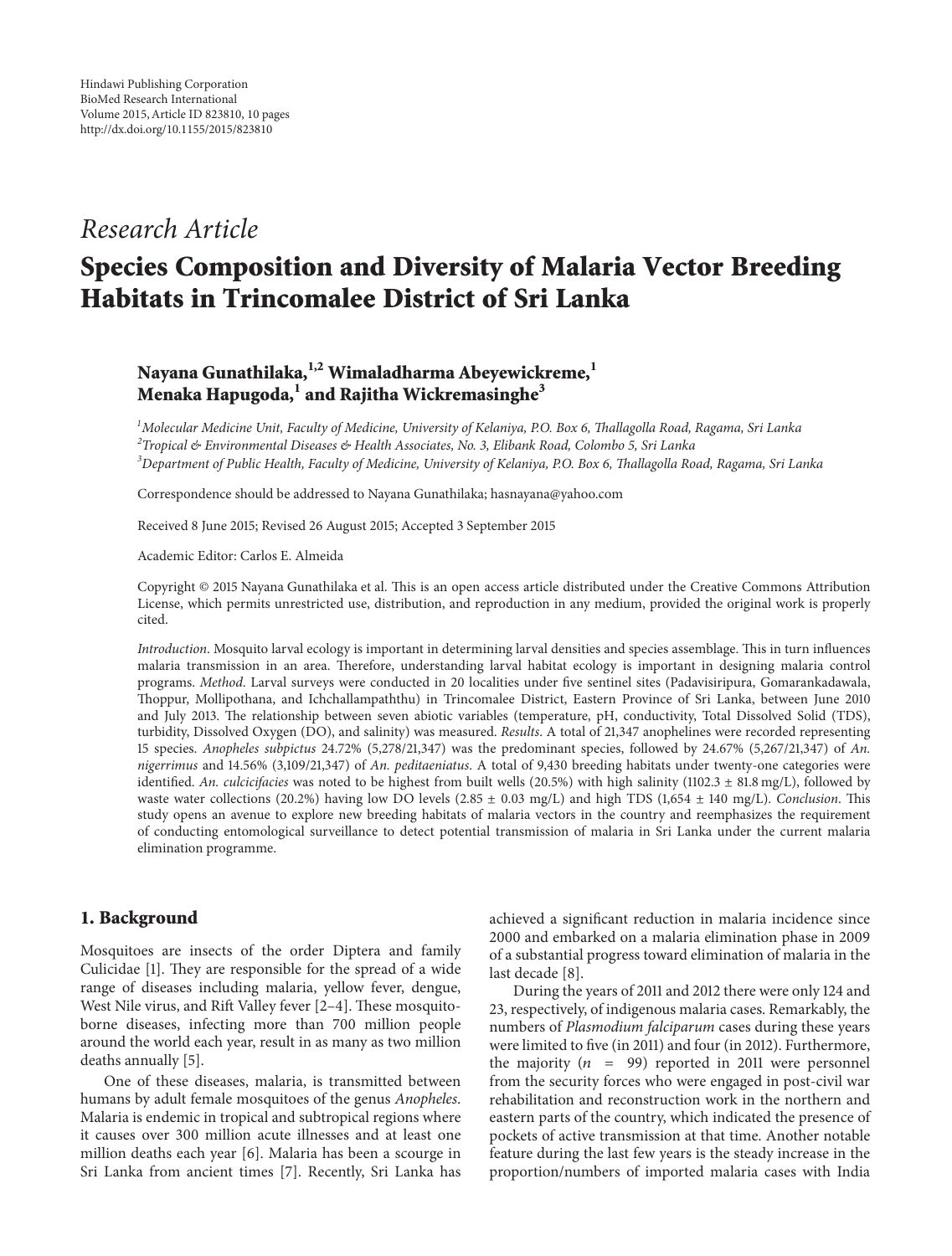Hindawi Publishing Corporation
BioMed Research International
Volume 2015, Article ID 823810, 10 pages
http://dx.doi.org/10.1155/2015/823810

*Research Article*

# Species Composition and Diversity of Malaria Vector Breeding Habitats in Trincomalee District of Sri Lanka

**Nayana Gunathilaka,[1,2] Wimaladharma Abeyewickreme,[1] Menaka Hapugoda,[1] and Rajitha Wickremasinghe[3]**

[1] *Molecular Medicine Unit, Faculty of Medicine, University of Kelaniya, P.O. Box 6, Thallagolla Road, Ragama, Sri Lanka*
[2] *Tropical & Environmental Diseases & Health Associates, No. 3, Elibank Road, Colombo 5, Sri Lanka*
[3] *Department of Public Health, Faculty of Medicine, University of Kelaniya, P.O. Box 6, Thallagolla Road, Ragama, Sri Lanka*

Correspondence should be addressed to Nayana Gunathilaka; hasnayana@yahoo.com

Received 8 June 2015; Revised 26 August 2015; Accepted 3 September 2015

Academic Editor: Carlos E. Almeida

Copyright © 2015 Nayana Gunathilaka et al. This is an open access article distributed under the Creative Commons Attribution License, which permits unrestricted use, distribution, and reproduction in any medium, provided the original work is properly cited.

*Introduction*. Mosquito larval ecology is important in determining larval densities and species assemblage. This in turn influences malaria transmission in an area. Therefore, understanding larval habitat ecology is important in designing malaria control programs. *Method*. Larval surveys were conducted in 20 localities under five sentinel sites (Padavisiripura, Gomarankadawala, Thoppur, Mollipothana, and Ichchallampaththu) in Trincomalee District, Eastern Province of Sri Lanka, between June 2010 and July 2013. The relationship between seven abiotic variables (temperature, pH, conductivity, Total Dissolved Solid (TDS), turbidity, Dissolved Oxygen (DO), and salinity) was measured. *Results*. A total of 21,347 anophelines were recorded representing 15 species. *Anopheles subpictus* 24.72% (5,278/21,347) was the predominant species, followed by 24.67% (5,267/21,347) of *An. nigerrimus* and 14.56% (3,109/21,347) of *An. peditaeniatus*. A total of 9,430 breeding habitats under twenty-one categories were identified. *An. culcicifacies* was noted to be highest from built wells (20.5%) with high salinity (1102.3 ± 81.8 mg/L), followed by waste water collections (20.2%) having low DO levels (2.85 ± 0.03 mg/L) and high TDS (1,654 ± 140 mg/L). *Conclusion*. This study opens an avenue to explore new breeding habitats of malaria vectors in the country and reemphasizes the requirement of conducting entomological surveillance to detect potential transmission of malaria in Sri Lanka under the current malaria elimination programme.

## 1. Background

Mosquitoes are insects of the order Diptera and family Culicidae [1]. They are responsible for the spread of a wide range of diseases including malaria, yellow fever, dengue, West Nile virus, and Rift Valley fever [2–4]. These mosquito-borne diseases, infecting more than 700 million people around the world each year, result in as many as two million deaths annually [5].

One of these diseases, malaria, is transmitted between humans by adult female mosquitoes of the genus *Anopheles*. Malaria is endemic in tropical and subtropical regions where it causes over 300 million acute illnesses and at least one million deaths each year [6]. Malaria has been a scourge in Sri Lanka from ancient times [7]. Recently, Sri Lanka has achieved a significant reduction in malaria incidence since 2000 and embarked on a malaria elimination phase in 2009 of a substantial progress toward elimination of malaria in the last decade [8].

During the years of 2011 and 2012 there were only 124 and 23, respectively, of indigenous malaria cases. Remarkably, the numbers of *Plasmodium falciparum* cases during these years were limited to five (in 2011) and four (in 2012). Furthermore, the majority ($n = 99$) reported in 2011 were personnel from the security forces who were engaged in post-civil war rehabilitation and reconstruction work in the northern and eastern parts of the country, which indicated the presence of pockets of active transmission at that time. Another notable feature during the last few years is the steady increase in the proportion/numbers of imported malaria cases with India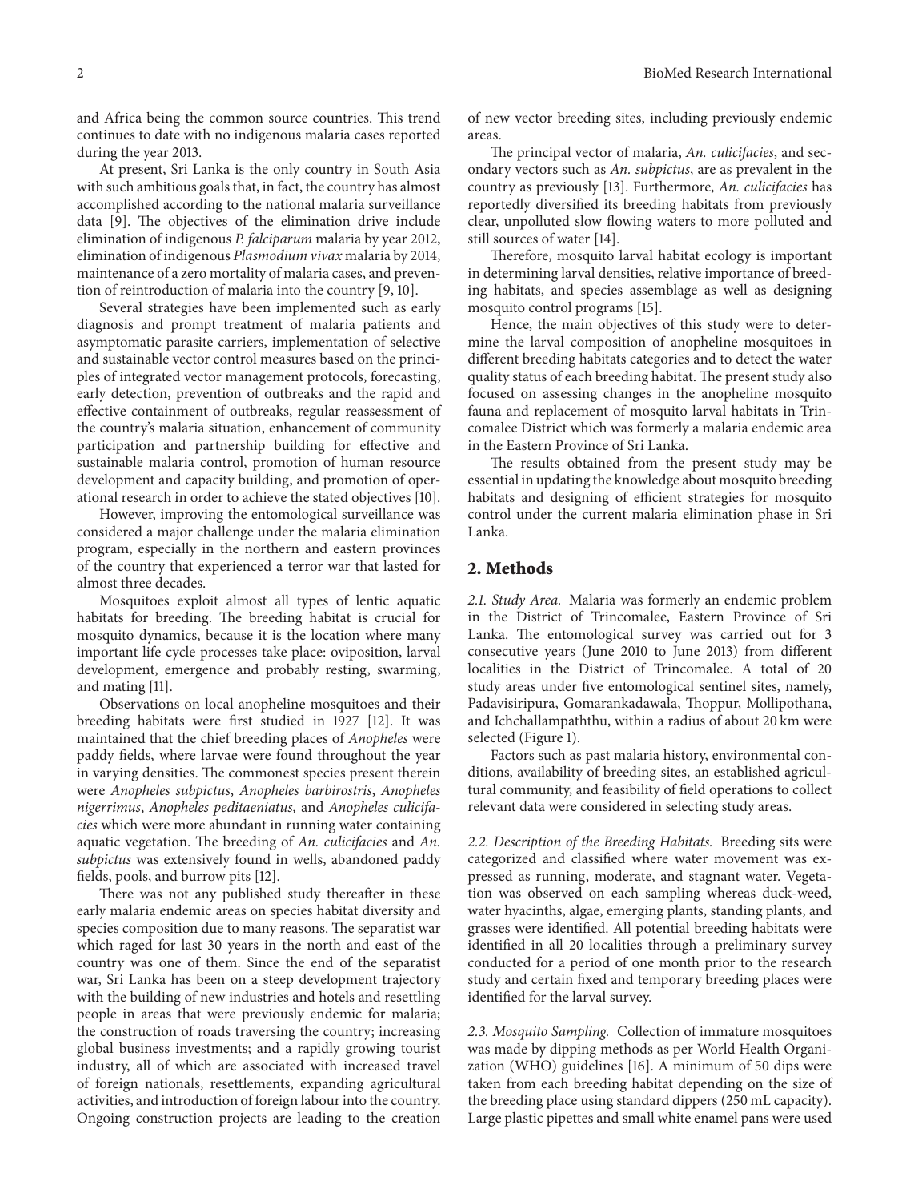and Africa being the common source countries. This trend continues to date with no indigenous malaria cases reported during the year 2013.

At present, Sri Lanka is the only country in South Asia with such ambitious goals that, in fact, the country has almost accomplished according to the national malaria surveillance data [9]. The objectives of the elimination drive include elimination of indigenous *P. falciparum* malaria by year 2012, elimination of indigenous *Plasmodium vivax* malaria by 2014, maintenance of a zero mortality of malaria cases, and prevention of reintroduction of malaria into the country [9, 10].

Several strategies have been implemented such as early diagnosis and prompt treatment of malaria patients and asymptomatic parasite carriers, implementation of selective and sustainable vector control measures based on the principles of integrated vector management protocols, forecasting, early detection, prevention of outbreaks and the rapid and effective containment of outbreaks, regular reassessment of the country's malaria situation, enhancement of community participation and partnership building for effective and sustainable malaria control, promotion of human resource development and capacity building, and promotion of operational research in order to achieve the stated objectives [10].

However, improving the entomological surveillance was considered a major challenge under the malaria elimination program, especially in the northern and eastern provinces of the country that experienced a terror war that lasted for almost three decades.

Mosquitoes exploit almost all types of lentic aquatic habitats for breeding. The breeding habitat is crucial for mosquito dynamics, because it is the location where many important life cycle processes take place: oviposition, larval development, emergence and probably resting, swarming, and mating [11].

Observations on local anopheline mosquitoes and their breeding habitats were first studied in 1927 [12]. It was maintained that the chief breeding places of *Anopheles* were paddy fields, where larvae were found throughout the year in varying densities. The commonest species present therein were *Anopheles subpictus*, *Anopheles barbirostris*, *Anopheles nigerrimus*, *Anopheles peditaeniatus,* and *Anopheles culicifacies* which were more abundant in running water containing aquatic vegetation. The breeding of *An. culicifacies* and *An. subpictus* was extensively found in wells, abandoned paddy fields, pools, and burrow pits [12].

There was not any published study thereafter in these early malaria endemic areas on species habitat diversity and species composition due to many reasons. The separatist war which raged for last 30 years in the north and east of the country was one of them. Since the end of the separatist war, Sri Lanka has been on a steep development trajectory with the building of new industries and hotels and resettling people in areas that were previously endemic for malaria; the construction of roads traversing the country; increasing global business investments; and a rapidly growing tourist industry, all of which are associated with increased travel of foreign nationals, resettlements, expanding agricultural activities, and introduction of foreign labour into the country. Ongoing construction projects are leading to the creation of new vector breeding sites, including previously endemic areas.

The principal vector of malaria, *An. culicifacies*, and secondary vectors such as *An. subpictus*, are as prevalent in the country as previously [13]. Furthermore, *An. culicifacies* has reportedly diversified its breeding habitats from previously clear, unpolluted slow flowing waters to more polluted and still sources of water [14].

Therefore, mosquito larval habitat ecology is important in determining larval densities, relative importance of breeding habitats, and species assemblage as well as designing mosquito control programs [15].

Hence, the main objectives of this study were to determine the larval composition of anopheline mosquitoes in different breeding habitats categories and to detect the water quality status of each breeding habitat. The present study also focused on assessing changes in the anopheline mosquito fauna and replacement of mosquito larval habitats in Trincomalee District which was formerly a malaria endemic area in the Eastern Province of Sri Lanka.

The results obtained from the present study may be essential in updating the knowledge about mosquito breeding habitats and designing of efficient strategies for mosquito control under the current malaria elimination phase in Sri Lanka.

## 2. Methods

*2.1. Study Area.* Malaria was formerly an endemic problem in the District of Trincomalee, Eastern Province of Sri Lanka. The entomological survey was carried out for 3 consecutive years (June 2010 to June 2013) from different localities in the District of Trincomalee. A total of 20 study areas under five entomological sentinel sites, namely, Padavisiripura, Gomarankadawala, Thoppur, Mollipothana, and Ichchallampaththu, within a radius of about 20 km were selected (Figure 1).

Factors such as past malaria history, environmental conditions, availability of breeding sites, an established agricultural community, and feasibility of field operations to collect relevant data were considered in selecting study areas.

*2.2. Description of the Breeding Habitats.* Breeding sits were categorized and classified where water movement was expressed as running, moderate, and stagnant water. Vegetation was observed on each sampling whereas duck-weed, water hyacinths, algae, emerging plants, standing plants, and grasses were identified. All potential breeding habitats were identified in all 20 localities through a preliminary survey conducted for a period of one month prior to the research study and certain fixed and temporary breeding places were identified for the larval survey.

*2.3. Mosquito Sampling.* Collection of immature mosquitoes was made by dipping methods as per World Health Organization (WHO) guidelines [16]. A minimum of 50 dips were taken from each breeding habitat depending on the size of the breeding place using standard dippers (250 mL capacity). Large plastic pipettes and small white enamel pans were used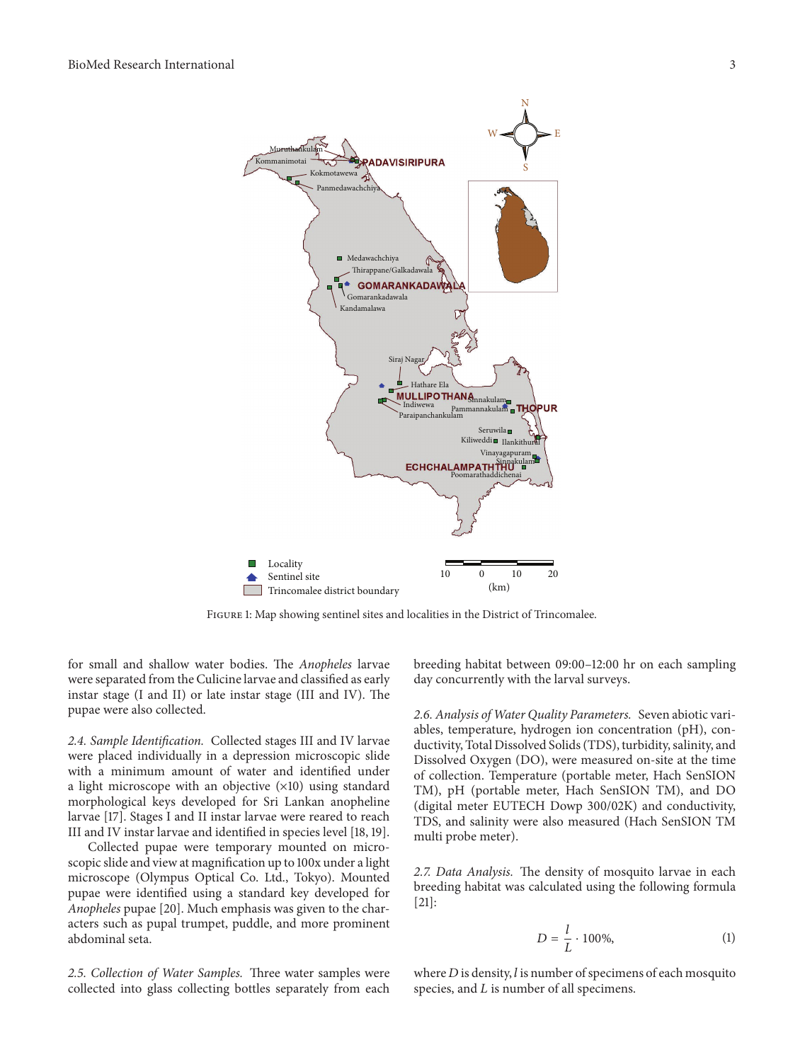Figure 1: Map showing sentinel sites and localities in the District of Trincomalee.

for small and shallow water bodies. The *Anopheles* larvae were separated from the Culicine larvae and classified as early instar stage (I and II) or late instar stage (III and IV). The pupae were also collected.

*2.4. Sample Identification.* Collected stages III and IV larvae were placed individually in a depression microscopic slide with a minimum amount of water and identified under a light microscope with an objective (×10) using standard morphological keys developed for Sri Lankan anopheline larvae [17]. Stages I and II instar larvae were reared to reach III and IV instar larvae and identified in species level [18, 19].

Collected pupae were temporary mounted on microscopic slide and view at magnification up to 100x under a light microscope (Olympus Optical Co. Ltd., Tokyo). Mounted pupae were identified using a standard key developed for *Anopheles* pupae [20]. Much emphasis was given to the characters such as pupal trumpet, puddle, and more prominent abdominal seta.

*2.5. Collection of Water Samples.* Three water samples were collected into glass collecting bottles separately from each breeding habitat between 09:00–12:00 hr on each sampling day concurrently with the larval surveys.

*2.6. Analysis of Water Quality Parameters.* Seven abiotic variables, temperature, hydrogen ion concentration (pH), conductivity, Total Dissolved Solids (TDS), turbidity, salinity, and Dissolved Oxygen (DO), were measured on-site at the time of collection. Temperature (portable meter, Hach SenSION TM), pH (portable meter, Hach SenSION TM), and DO (digital meter EUTECH Dowp 300/02K) and conductivity, TDS, and salinity were also measured (Hach SenSION TM multi probe meter).

*2.7. Data Analysis.* The density of mosquito larvae in each breeding habitat was calculated using the following formula [21]:

$$D = \frac{l}{L} \cdot 100\%, \tag{1}$$

where $D$ is density, $l$ is number of specimens of each mosquito species, and $L$ is number of all specimens.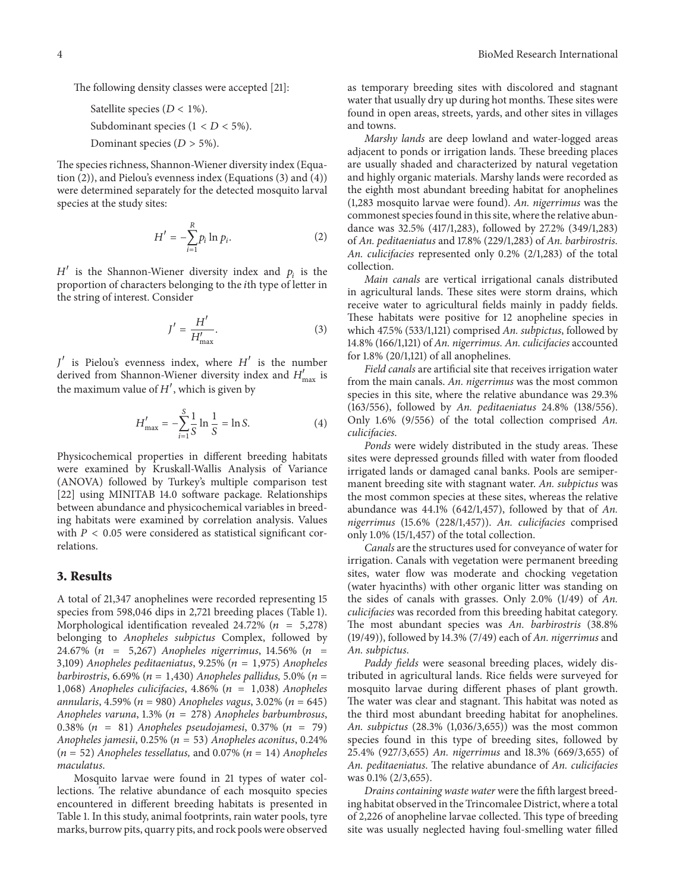The following density classes were accepted [21]:

Satellite species ($D < 1\%$).

Subdominant species ($1 < D < 5\%$).

Dominant species ($D > 5\%$).

The species richness, Shannon-Wiener diversity index (Equation (2)), and Pielou's evenness index (Equations (3) and (4)) were determined separately for the detected mosquito larval species at the study sites:

$$H' = -\sum_{i=1}^{R} p_i \ln p_i. \quad (2)$$

$H'$ is the Shannon-Wiener diversity index and $p_i$ is the proportion of characters belonging to the $i$th type of letter in the string of interest. Consider

$$J' = \frac{H'}{H'_{\max}}. \quad (3)$$

$J'$ is Pielou's evenness index, where $H'$ is the number derived from Shannon-Wiener diversity index and $H'_{\max}$ is the maximum value of $H'$, which is given by

$$H'_{\max} = -\sum_{i=1}^{S} \frac{1}{S} \ln \frac{1}{S} = \ln S. \quad (4)$$

Physicochemical properties in different breeding habitats were examined by Kruskall-Wallis Analysis of Variance (ANOVA) followed by Turkey's multiple comparison test [22] using MINITAB 14.0 software package. Relationships between abundance and physicochemical variables in breeding habitats were examined by correlation analysis. Values with $P < 0.05$ were considered as statistical significant correlations.

## 3. Results

A total of 21,347 anophelines were recorded representing 15 species from 598,046 dips in 2,721 breeding places (Table 1). Morphological identification revealed 24.72% ($n$ = 5,278) belonging to *Anopheles subpictus* Complex, followed by 24.67% ($n$ = 5,267) *Anopheles nigerrimus*, 14.56% ($n$ = 3,109) *Anopheles peditaeniatus*, 9.25% ($n$ = 1,975) *Anopheles barbirostris*, 6.69% ($n$ = 1,430) *Anopheles pallidus,* 5.0% ($n$ = 1,068) *Anopheles culicifacies*, 4.86% ($n$ = 1,038) *Anopheles annularis*, 4.59% ($n$ = 980) *Anopheles vagus*, 3.02% ($n$ = 645) *Anopheles varuna*, 1.3% ($n$ = 278) *Anopheles barbumbrosus*, 0.38% ($n$ = 81) *Anopheles pseudojamesi*, 0.37% ($n$ = 79) *Anopheles jamesii*, 0.25% ($n$ = 53) *Anopheles aconitus*, 0.24% ($n$ = 52) *Anopheles tessellatus,* and 0.07% ($n$ = 14) *Anopheles maculatus*.

Mosquito larvae were found in 21 types of water collections. The relative abundance of each mosquito species encountered in different breeding habitats is presented in Table 1. In this study, animal footprints, rain water pools, tyre marks, burrow pits, quarry pits, and rock pools were observed as temporary breeding sites with discolored and stagnant water that usually dry up during hot months. These sites were found in open areas, streets, yards, and other sites in villages and towns.

*Marshy lands* are deep lowland and water-logged areas adjacent to ponds or irrigation lands. These breeding places are usually shaded and characterized by natural vegetation and highly organic materials. Marshy lands were recorded as the eighth most abundant breeding habitat for anophelines (1,283 mosquito larvae were found). *An. nigerrimus* was the commonest species found in this site, where the relative abundance was 32.5% (417/1,283), followed by 27.2% (349/1,283) of *An. peditaeniatus* and 17.8% (229/1,283) of *An. barbirostris. An. culicifacies* represented only 0.2% (2/1,283) of the total collection.

*Main canals* are vertical irrigational canals distributed in agricultural lands. These sites were storm drains, which receive water to agricultural fields mainly in paddy fields. These habitats were positive for 12 anopheline species in which 47.5% (533/1,121) comprised *An. subpictus*, followed by 14.8% (166/1,121) of *An. nigerrimus. An. culicifacies* accounted for 1.8% (20/1,121) of all anophelines.

*Field canals* are artificial site that receives irrigation water from the main canals. *An. nigerrimus* was the most common species in this site, where the relative abundance was 29.3% (163/556), followed by *An. peditaeniatus* 24.8% (138/556). Only 1.6% (9/556) of the total collection comprised *An. culicifacies*.

*Ponds* were widely distributed in the study areas. These sites were depressed grounds filled with water from flooded irrigated lands or damaged canal banks. Pools are semipermanent breeding site with stagnant water. *An. subpictus* was the most common species at these sites, whereas the relative abundance was 44.1% (642/1,457), followed by that of *An. nigerrimus* (15.6% (228/1,457)). *An. culicifacies* comprised only 1.0% (15/1,457) of the total collection.

*Canals* are the structures used for conveyance of water for irrigation. Canals with vegetation were permanent breeding sites, water flow was moderate and chocking vegetation (water hyacinths) with other organic litter was standing on the sides of canals with grasses. Only 2.0% (1/49) of *An. culicifacies* was recorded from this breeding habitat category. The most abundant species was *An. barbirostris* (38.8% (19/49)), followed by 14.3% (7/49) each of *An. nigerrimus* and *An. subpictus.*

*Paddy fields* were seasonal breeding places, widely distributed in agricultural lands. Rice fields were surveyed for mosquito larvae during different phases of plant growth. The water was clear and stagnant. This habitat was noted as the third most abundant breeding habitat for anophelines. *An. subpictus* (28.3% (1,036/3,655)) was the most common species found in this type of breeding sites, followed by 25.4% (927/3,655) *An. nigerrimus* and 18.3% (669/3,655) of *An. peditaeniatus*. The relative abundance of *An. culicifacies* was 0.1% (2/3,655).

*Drains containing waste water* were the fifth largest breeding habitat observed in the Trincomalee District, where a total of 2,226 of anopheline larvae collected. This type of breeding site was usually neglected having foul-smelling water filled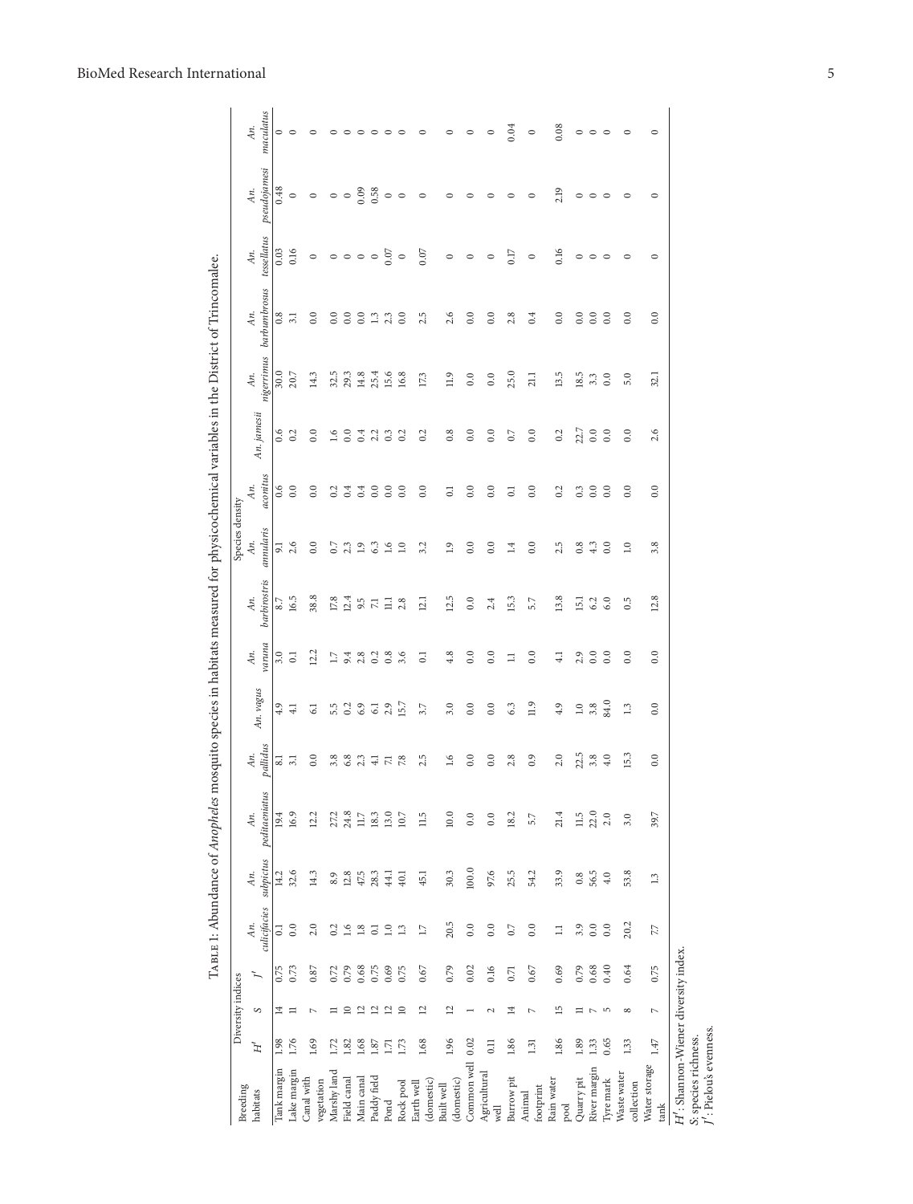TABLE 1: Abundance of *Anopheles* mosquito species in habitats measured for physicochemical variables in the District of Trincomalee.

| Breeding habitats | Diversity indices | | | Species density | | | | | | | | | | | | | | |
|---|---|---|---|---|---|---|---|---|---|---|---|---|---|---|---|---|---|---|
| | $H'$ | $S$ | $J'$ | *An. culicifacies* | *An. subpictus* | *An. peditaeniatus* | *An. pallidus* | *An. vagus* | *An. varuna* | *An. barbirostris* | *An. annularis* | *An. aconitus* | *An. jamesii* | *An. nigerrimus* | *An. barbumbrosus* | *An. tessellatus* | *An. pseudojamesi* | *An. maculatus* |
| Tank margin | 1.98 | 14 | 0.75 | 0.1 | 14.2 | 19.4 | 8.1 | 4.9 | 3.0 | 8.7 | 9.1 | 0.6 | 0.6 | 30.0 | 0.8 | 0.03 | 0.48 | 0 |
| Lake margin | 1.76 | 11 | 0.73 | 0.0 | 32.6 | 16.9 | 3.1 | 4.1 | 0.1 | 16.5 | 2.6 | 0.0 | 0.2 | 20.7 | 3.1 | 0.16 | 0 | 0 |
| Canal with vegetation | 1.69 | 7 | 0.87 | 2.0 | 14.3 | 12.2 | 0.0 | 6.1 | 12.2 | 38.8 | 0.0 | 0.0 | 0.0 | 14.3 | 0.0 | 0 | 0 | 0 |
| Marshy land | 1.72 | 11 | 0.72 | 0.2 | 8.9 | 27.2 | 3.8 | 5.5 | 1.7 | 17.8 | 0.7 | 0.2 | 1.6 | 32.5 | 0.0 | 0 | 0 | 0 |
| Field canal | 1.82 | 10 | 0.79 | 1.6 | 12.8 | 24.8 | 6.8 | 0.2 | 9.4 | 12.4 | 2.3 | 0.4 | 0.0 | 29.3 | 0.0 | 0 | 0 | 0 |
| Main canal | 1.68 | 12 | 0.68 | 1.8 | 47.5 | 11.7 | 2.3 | 6.9 | 2.8 | 9.5 | 1.9 | 0.4 | 0.4 | 14.8 | 0.0 | 0 | 0.09 | 0 |
| Paddy field | 1.87 | 12 | 0.75 | 0.1 | 28.3 | 18.3 | 4.1 | 6.1 | 0.2 | 7.1 | 6.3 | 0.0 | 2.2 | 25.4 | 1.3 | 0 | 0.58 | 0 |
| Pond | 1.71 | 12 | 0.69 | 1.0 | 44.1 | 13.0 | 7.1 | 2.9 | 0.8 | 11.1 | 1.6 | 0.0 | 0.3 | 15.6 | 2.3 | 0.07 | 0 | 0 |
| Rock pool | 1.73 | 10 | 0.75 | 1.3 | 40.1 | 10.7 | 7.8 | 15.7 | 3.6 | 2.8 | 1.0 | 0.0 | 0.2 | 16.8 | 0.0 | 0 | 0 | 0 |
| Earth well (domestic) | 1.68 | 12 | 0.67 | 1.7 | 45.1 | 11.5 | 2.5 | 3.7 | 0.1 | 12.1 | 3.2 | 0.0 | 0.2 | 17.3 | 2.5 | 0.07 | 0 | 0 |
| Built well (domestic) | 1.96 | 12 | 0.79 | 20.5 | 30.3 | 10.0 | 1.6 | 3.0 | 4.8 | 12.5 | 1.9 | 0.1 | 0.8 | 11.9 | 2.6 | 0 | 0 | 0 |
| Common well | 0.02 | 1 | 0.02 | 0.0 | 100.0 | 0.0 | 0.0 | 0.0 | 0.0 | 0.0 | 0.0 | 0.0 | 0.0 | 0.0 | 0.0 | 0 | 0 | 0 |
| Agricultural well | 0.11 | 2 | 0.16 | 0.0 | 97.6 | 0.0 | 0.0 | 0.0 | 0.0 | 2.4 | 0.0 | 0.0 | 0.0 | 0.0 | 0.0 | 0 | 0 | 0 |
| Burrow pit | 1.86 | 14 | 0.71 | 0.7 | 25.5 | 18.2 | 2.8 | 6.3 | 1.1 | 15.3 | 1.4 | 0.1 | 0.7 | 25.0 | 2.8 | 0.17 | 0 | 0.04 |
| Animal footprint | 1.31 | 7 | 0.67 | 0.0 | 54.2 | 5.7 | 0.9 | 11.9 | 0.0 | 5.7 | 0.0 | 0.0 | 0.0 | 21.1 | 0.4 | 0 | 0 | 0 |
| Rain water pool | 1.86 | 15 | 0.69 | 1.1 | 33.9 | 21.4 | 2.0 | 4.9 | 4.1 | 13.8 | 2.5 | 0.2 | 0.2 | 13.5 | 0.0 | 0.16 | 2.19 | 0.08 |
| Quarry pit | 1.89 | 11 | 0.79 | 3.9 | 0.8 | 11.5 | 22.5 | 1.0 | 2.9 | 15.1 | 0.8 | 0.3 | 22.7 | 18.5 | 0.0 | 0 | 0 | 0 |
| River margin | 1.33 | 7 | 0.68 | 0.0 | 56.5 | 22.0 | 3.8 | 3.8 | 0.0 | 6.2 | 4.3 | 0.0 | 0.0 | 3.3 | 0.0 | 0 | 0 | 0 |
| Tyre mark | 0.65 | 5 | 0.40 | 0.0 | 4.0 | 2.0 | 4.0 | 84.0 | 0.0 | 6.0 | 0.0 | 0.0 | 0.0 | 0.0 | 0.0 | 0 | 0 | 0 |
| Waste water collection | 1.33 | 8 | 0.64 | 20.2 | 53.8 | 3.0 | 15.3 | 1.3 | 0.0 | 0.5 | 1.0 | 0.0 | 0.0 | 5.0 | 0.0 | 0 | 0 | 0 |
| Water storage tank | 1.47 | 7 | 0.75 | 7.7 | 1.3 | 39.7 | 0.0 | 0.0 | 0.0 | 12.8 | 3.8 | 0.0 | 2.6 | 32.1 | 0.0 | 0 | 0 | 0 |

$H'$: Shannon-Wiener diversity index.
$S$: species richness.
$J'$: Pielou's evenness.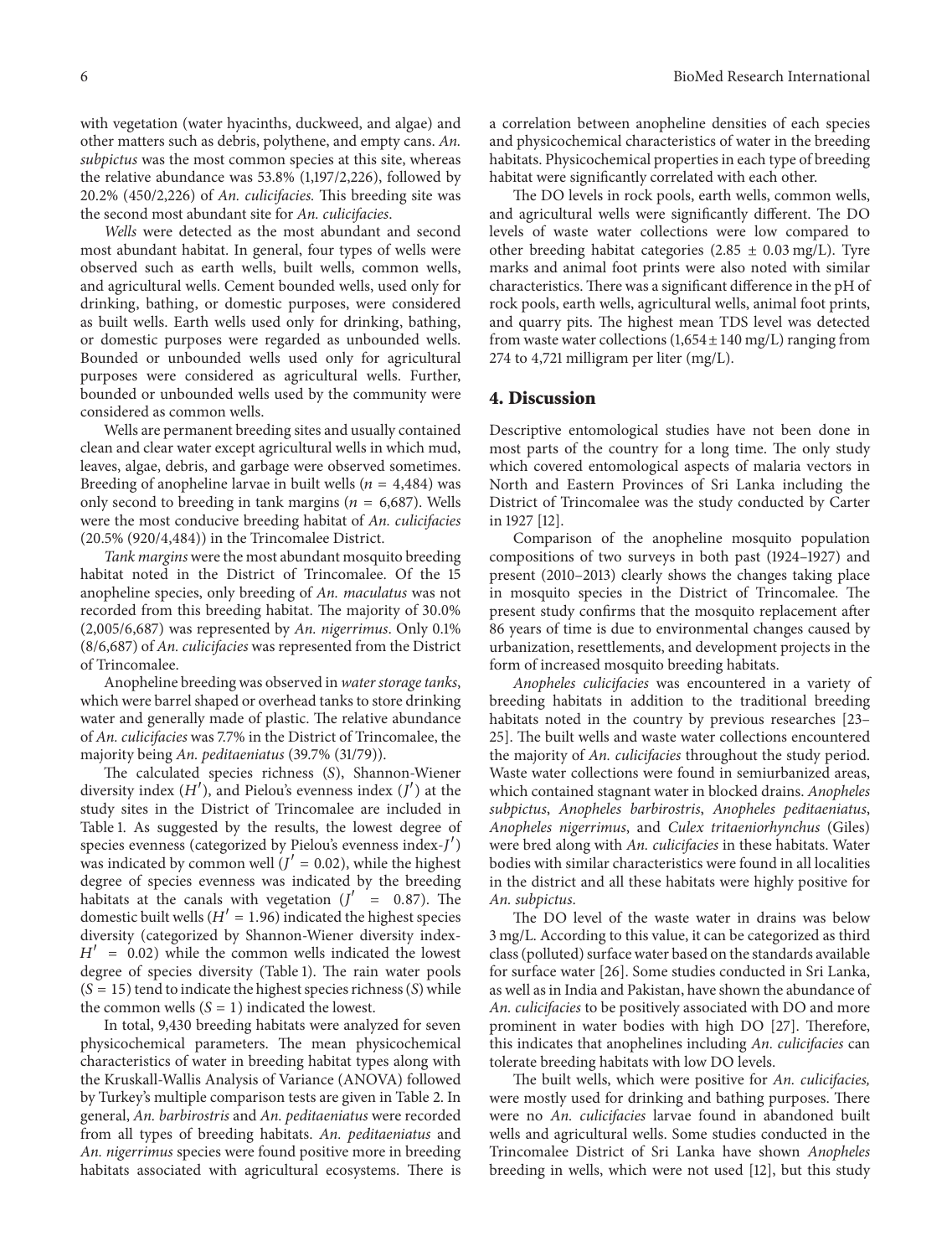with vegetation (water hyacinths, duckweed, and algae) and other matters such as debris, polythene, and empty cans. *An. subpictus* was the most common species at this site, whereas the relative abundance was 53.8% (1,197/2,226), followed by 20.2% (450/2,226) of *An. culicifacies*. This breeding site was the second most abundant site for *An. culicifacies*.

*Wells* were detected as the most abundant and second most abundant habitat. In general, four types of wells were observed such as earth wells, built wells, common wells, and agricultural wells. Cement bounded wells, used only for drinking, bathing, or domestic purposes, were considered as built wells. Earth wells used only for drinking, bathing, or domestic purposes were regarded as unbounded wells. Bounded or unbounded wells used only for agricultural purposes were considered as agricultural wells. Further, bounded or unbounded wells used by the community were considered as common wells.

Wells are permanent breeding sites and usually contained clean and clear water except agricultural wells in which mud, leaves, algae, debris, and garbage were observed sometimes. Breeding of anopheline larvae in built wells ($n$ = 4,484) was only second to breeding in tank margins ($n$ = 6,687). Wells were the most conducive breeding habitat of *An. culicifacies* (20.5% (920/4,484)) in the Trincomalee District.

*Tank margins* were the most abundant mosquito breeding habitat noted in the District of Trincomalee. Of the 15 anopheline species, only breeding of *An. maculatus* was not recorded from this breeding habitat. The majority of 30.0% (2,005/6,687) was represented by *An. nigerrimus*. Only 0.1% (8/6,687) of *An. culicifacies* was represented from the District of Trincomalee.

Anopheline breeding was observed in *water storage tanks*, which were barrel shaped or overhead tanks to store drinking water and generally made of plastic. The relative abundance of *An. culicifacies* was 7.7% in the District of Trincomalee, the majority being *An. peditaeniatus* (39.7% (31/79)).

The calculated species richness ($S$), Shannon-Wiener diversity index ($H'$), and Pielou's evenness index ($J'$) at the study sites in the District of Trincomalee are included in Table 1. As suggested by the results, the lowest degree of species evenness (categorized by Pielou's evenness index-$J'$) was indicated by common well ($J'$ = 0.02), while the highest degree of species evenness was indicated by the breeding habitats at the canals with vegetation ($J'$ = 0.87). The domestic built wells ($H'$ = 1.96) indicated the highest species diversity (categorized by Shannon-Wiener diversity index-$H'$ = 0.02) while the common wells indicated the lowest degree of species diversity (Table 1). The rain water pools ($S$ = 15) tend to indicate the highest species richness ($S$) while the common wells ($S$ = 1) indicated the lowest.

In total, 9,430 breeding habitats were analyzed for seven physicochemical parameters. The mean physicochemical characteristics of water in breeding habitat types along with the Kruskall-Wallis Analysis of Variance (ANOVA) followed by Turkey's multiple comparison tests are given in Table 2. In general, *An. barbirostris* and *An. peditaeniatus* were recorded from all types of breeding habitats. *An. peditaeniatus* and *An. nigerrimus* species were found positive more in breeding habitats associated with agricultural ecosystems. There is a correlation between anopheline densities of each species and physicochemical characteristics of water in the breeding habitats. Physicochemical properties in each type of breeding habitat were significantly correlated with each other.

The DO levels in rock pools, earth wells, common wells, and agricultural wells were significantly different. The DO levels of waste water collections were low compared to other breeding habitat categories (2.85 ± 0.03 mg/L). Tyre marks and animal foot prints were also noted with similar characteristics. There was a significant difference in the pH of rock pools, earth wells, agricultural wells, animal foot prints, and quarry pits. The highest mean TDS level was detected from waste water collections (1,654 ± 140 mg/L) ranging from 274 to 4,721 milligram per liter (mg/L).

## 4. Discussion

Descriptive entomological studies have not been done in most parts of the country for a long time. The only study which covered entomological aspects of malaria vectors in North and Eastern Provinces of Sri Lanka including the District of Trincomalee was the study conducted by Carter in 1927 [12].

Comparison of the anopheline mosquito population compositions of two surveys in both past (1924–1927) and present (2010–2013) clearly shows the changes taking place in mosquito species in the District of Trincomalee. The present study confirms that the mosquito replacement after 86 years of time is due to environmental changes caused by urbanization, resettlements, and development projects in the form of increased mosquito breeding habitats.

*Anopheles culicifacies* was encountered in a variety of breeding habitats in addition to the traditional breeding habitats noted in the country by previous researches [23–25]. The built wells and waste water collections encountered the majority of *An. culicifacies* throughout the study period. Waste water collections were found in semiurbanized areas, which contained stagnant water in blocked drains. *Anopheles subpictus*, *Anopheles barbirostris*, *Anopheles peditaeniatus*, *Anopheles nigerrimus*, and *Culex tritaeniorhynchus* (Giles) were bred along with *An. culicifacies* in these habitats. Water bodies with similar characteristics were found in all localities in the district and all these habitats were highly positive for *An. subpictus*.

The DO level of the waste water in drains was below 3 mg/L. According to this value, it can be categorized as third class (polluted) surface water based on the standards available for surface water [26]. Some studies conducted in Sri Lanka, as well as in India and Pakistan, have shown the abundance of *An. culicifacies* to be positively associated with DO and more prominent in water bodies with high DO [27]. Therefore, this indicates that anophelines including *An. culicifacies* can tolerate breeding habitats with low DO levels.

The built wells, which were positive for *An. culicifacies,* were mostly used for drinking and bathing purposes. There were no *An. culicifacies* larvae found in abandoned built wells and agricultural wells. Some studies conducted in the Trincomalee District of Sri Lanka have shown *Anopheles* breeding in wells, which were not used [12], but this study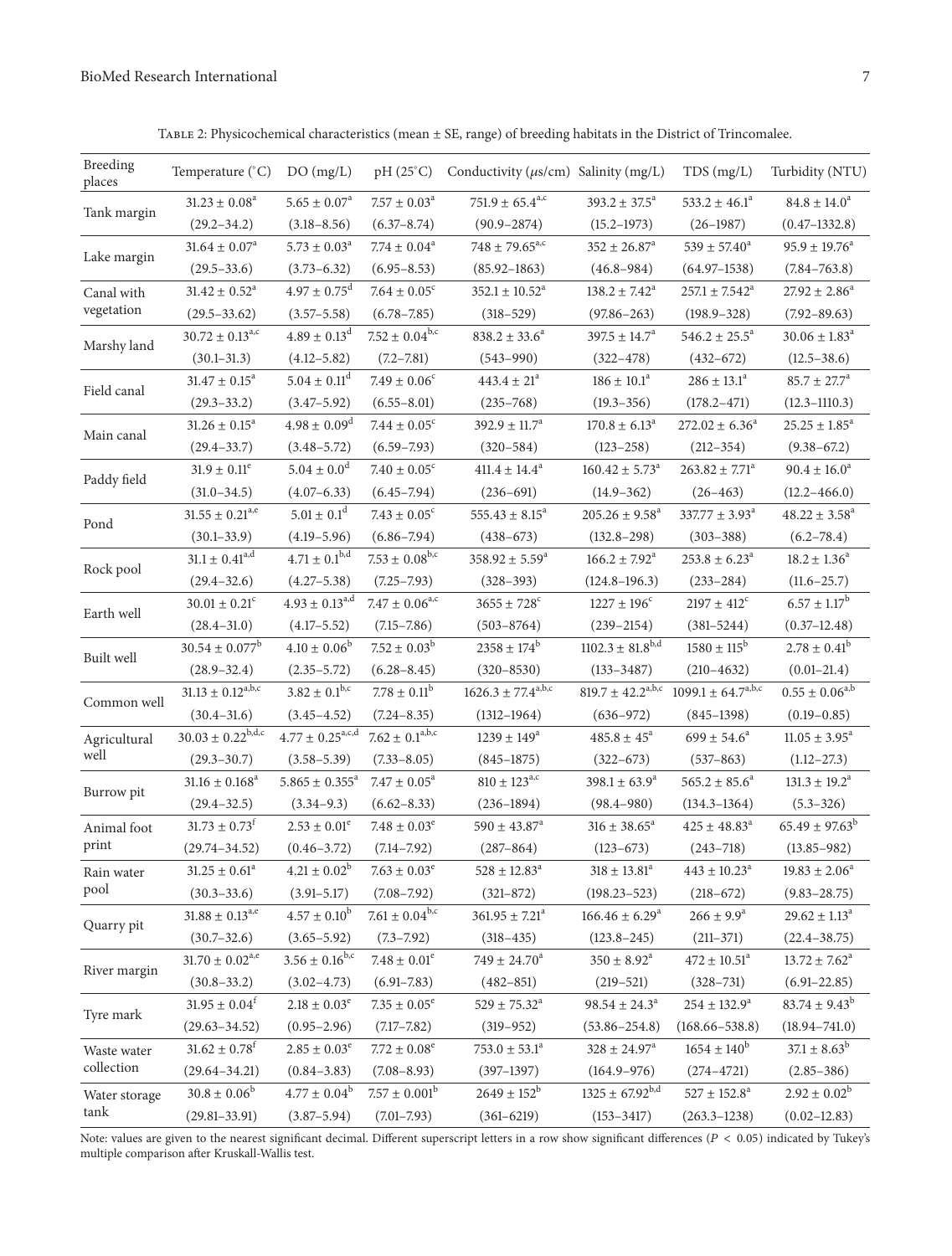Table 2: Physicochemical characteristics (mean ± SE, range) of breeding habitats in the District of Trincomalee.

| Breeding places | Temperature (°C) | DO (mg/L) | pH (25°C) | Conductivity ($\mu$s/cm) | Salinity (mg/L) | TDS (mg/L) | Turbidity (NTU) |
|---|---|---|---|---|---|---|---|
| Tank margin | $31.23 \pm 0.08^{a}$ | $5.65 \pm 0.07^{a}$ | $7.57 \pm 0.03^{a}$ | $751.9 \pm 65.4^{a,c}$ | $393.2 \pm 37.5^{a}$ | $533.2 \pm 46.1^{a}$ | $84.8 \pm 14.0^{a}$ |
| | (29.2–34.2) | (3.18–8.56) | (6.37–8.74) | (90.9–2874) | (15.2–1973) | (26–1987) | (0.47–1332.8) |
| Lake margin | $31.64 \pm 0.07^{a}$ | $5.73 \pm 0.03^{a}$ | $7.74 \pm 0.04^{a}$ | $748 \pm 79.65^{a,c}$ | $352 \pm 26.87^{a}$ | $539 \pm 57.40^{a}$ | $95.9 \pm 19.76^{a}$ |
| | (29.5–33.6) | (3.73–6.32) | (6.95–8.53) | (85.92–1863) | (46.8–984) | (64.97–1538) | (7.84–763.8) |
| Canal with vegetation | $31.42 \pm 0.52^{a}$ | $4.97 \pm 0.75^{d}$ | $7.64 \pm 0.05^{c}$ | $352.1 \pm 10.52^{a}$ | $138.2 \pm 7.42^{a}$ | $257.1 \pm 7.542^{a}$ | $27.92 \pm 2.86^{a}$ |
| | (29.5–33.62) | (3.57–5.58) | (6.78–7.85) | (318–529) | (97.86–263) | (198.9–328) | (7.92–89.63) |
| Marshy land | $30.72 \pm 0.13^{a,c}$ | $4.89 \pm 0.13^{d}$ | $7.52 \pm 0.04^{b,c}$ | $838.2 \pm 33.6^{a}$ | $397.5 \pm 14.7^{a}$ | $546.2 \pm 25.5^{a}$ | $30.06 \pm 1.83^{a}$ |
| | (30.1–31.3) | (4.12–5.82) | (7.2–7.81) | (543–990) | (322–478) | (432–672) | (12.5–38.6) |
| Field canal | $31.47 \pm 0.15^{a}$ | $5.04 \pm 0.11^{d}$ | $7.49 \pm 0.06^{c}$ | $443.4 \pm 21^{a}$ | $186 \pm 10.1^{a}$ | $286 \pm 13.1^{a}$ | $85.7 \pm 27.7^{a}$ |
| | (29.3–33.2) | (3.47–5.92) | (6.55–8.01) | (235–768) | (19.3–356) | (178.2–471) | (12.3–1110.3) |
| Main canal | $31.26 \pm 0.15^{a}$ | $4.98 \pm 0.09^{d}$ | $7.44 \pm 0.05^{c}$ | $392.9 \pm 11.7^{a}$ | $170.8 \pm 6.13^{a}$ | $272.02 \pm 6.36^{a}$ | $25.25 \pm 1.85^{a}$ |
| | (29.4–33.7) | (3.48–5.72) | (6.59–7.93) | (320–584) | (123–258) | (212–354) | (9.38–67.2) |
| Paddy field | $31.9 \pm 0.11^{e}$ | $5.04 \pm 0.0^{d}$ | $7.40 \pm 0.05^{c}$ | $411.4 \pm 14.4^{a}$ | $160.42 \pm 5.73^{a}$ | $263.82 \pm 7.71^{a}$ | $90.4 \pm 16.0^{a}$ |
| | (31.0–34.5) | (4.07–6.33) | (6.45–7.94) | (236–691) | (14.9–362) | (26–463) | (12.2–466.0) |
| Pond | $31.55 \pm 0.21^{a,e}$ | $5.01 \pm 0.1^{d}$ | $7.43 \pm 0.05^{c}$ | $555.43 \pm 8.15^{a}$ | $205.26 \pm 9.58^{a}$ | $337.77 \pm 3.93^{a}$ | $48.22 \pm 3.58^{a}$ |
| | (30.1–33.9) | (4.19–5.96) | (6.86–7.94) | (438–673) | (132.8–298) | (303–388) | (6.2–78.4) |
| Rock pool | $31.1 \pm 0.41^{a,d}$ | $4.71 \pm 0.1^{b,d}$ | $7.53 \pm 0.08^{b,c}$ | $358.92 \pm 5.59^{a}$ | $166.2 \pm 7.92^{a}$ | $253.8 \pm 6.23^{a}$ | $18.2 \pm 1.36^{a}$ |
| | (29.4–32.6) | (4.27–5.38) | (7.25–7.93) | (328–393) | (124.8–196.3) | (233–284) | (11.6–25.7) |
| Earth well | $30.01 \pm 0.21^{c}$ | $4.93 \pm 0.13^{a,d}$ | $7.47 \pm 0.06^{a,c}$ | $3655 \pm 728^{c}$ | $1227 \pm 196^{c}$ | $2197 \pm 412^{c}$ | $6.57 \pm 1.17^{b}$ |
| | (28.4–31.0) | (4.17–5.52) | (7.15–7.86) | (503–8764) | (239–2154) | (381–5244) | (0.37–12.48) |
| Built well | $30.54 \pm 0.077^{b}$ | $4.10 \pm 0.06^{b}$ | $7.52 \pm 0.03^{b}$ | $2358 \pm 174^{b}$ | $1102.3 \pm 81.8^{b,d}$ | $1580 \pm 115^{b}$ | $2.78 \pm 0.41^{b}$ |
| | (28.9–32.4) | (2.35–5.72) | (6.28–8.45) | (320–8530) | (133–3487) | (210–4632) | (0.01–21.4) |
| Common well | $31.13 \pm 0.12^{a,b,c}$ | $3.82 \pm 0.1^{b,c}$ | $7.78 \pm 0.11^{b}$ | $1626.3 \pm 77.4^{a,b,c}$ | $819.7 \pm 42.2^{a,b,c}$ | $1099.1 \pm 64.7^{a,b,c}$ | $0.55 \pm 0.06^{a,b}$ |
| | (30.4–31.6) | (3.45–4.52) | (7.24–8.35) | (1312–1964) | (636–972) | (845–1398) | (0.19–0.85) |
| Agricultural well | $30.03 \pm 0.22^{b,d,c}$ | $4.77 \pm 0.25^{a,c,d}$ | $7.62 \pm 0.1^{a,b,c}$ | $1239 \pm 149^{a}$ | $485.8 \pm 45^{a}$ | $699 \pm 54.6^{a}$ | $11.05 \pm 3.95^{a}$ |
| | (29.3–30.7) | (3.58–5.39) | (7.33–8.05) | (845–1875) | (322–673) | (537–863) | (1.12–27.3) |
| Burrow pit | $31.16 \pm 0.168^{a}$ | $5.865 \pm 0.355^{a}$ | $7.47 \pm 0.05^{a}$ | $810 \pm 123^{a,c}$ | $398.1 \pm 63.9^{a}$ | $565.2 \pm 85.6^{a}$ | $131.3 \pm 19.2^{a}$ |
| | (29.4–32.5) | (3.34–9.3) | (6.62–8.33) | (236–1894) | (98.4–980) | (134.3–1364) | (5.3–326) |
| Animal foot print | $31.73 \pm 0.73^{f}$ | $2.53 \pm 0.01^{e}$ | $7.48 \pm 0.03^{e}$ | $590 \pm 43.87^{a}$ | $316 \pm 38.65^{a}$ | $425 \pm 48.83^{a}$ | $65.49 \pm 97.63^{b}$ |
| | (29.74–34.52) | (0.46–3.72) | (7.14–7.92) | (287–864) | (123–673) | (243–718) | (13.85–982) |
| Rain water pool | $31.25 \pm 0.61^{a}$ | $4.21 \pm 0.02^{b}$ | $7.63 \pm 0.03^{e}$ | $528 \pm 12.83^{a}$ | $318 \pm 13.81^{a}$ | $443 \pm 10.23^{a}$ | $19.83 \pm 2.06^{a}$ |
| | (30.3–33.6) | (3.91–5.17) | (7.08–7.92) | (321–872) | (198.23–523) | (218–672) | (9.83–28.75) |
| Quarry pit | $31.88 \pm 0.13^{a,e}$ | $4.57 \pm 0.10^{b}$ | $7.61 \pm 0.04^{b,c}$ | $361.95 \pm 7.21^{a}$ | $166.46 \pm 6.29^{a}$ | $266 \pm 9.9^{a}$ | $29.62 \pm 1.13^{a}$ |
| | (30.7–32.6) | (3.65–5.92) | (7.3–7.92) | (318–435) | (123.8–245) | (211–371) | (22.4–38.75) |
| River margin | $31.70 \pm 0.02^{a,e}$ | $3.56 \pm 0.16^{b,c}$ | $7.48 \pm 0.01^{e}$ | $749 \pm 24.70^{a}$ | $350 \pm 8.92^{a}$ | $472 \pm 10.51^{a}$ | $13.72 \pm 7.62^{a}$ |
| | (30.8–33.2) | (3.02–4.73) | (6.91–7.83) | (482–851) | (219–521) | (328–731) | (6.91–22.85) |
| Tyre mark | $31.95 \pm 0.04^{f}$ | $2.18 \pm 0.03^{e}$ | $7.35 \pm 0.05^{e}$ | $529 \pm 75.32^{a}$ | $98.54 \pm 24.3^{a}$ | $254 \pm 132.9^{a}$ | $83.74 \pm 9.43^{b}$ |
| | (29.63–34.52) | (0.95–2.96) | (7.17–7.82) | (319–952) | (53.86–254.8) | (168.66–538.8) | (18.94–741.0) |
| Waste water collection | $31.62 \pm 0.78^{f}$ | $2.85 \pm 0.03^{e}$ | $7.72 \pm 0.08^{e}$ | $753.0 \pm 53.1^{a}$ | $328 \pm 24.97^{a}$ | $1654 \pm 140^{b}$ | $37.1 \pm 8.63^{b}$ |
| | (29.64–34.21) | (0.84–3.83) | (7.08–8.93) | (397–1397) | (164.9–976) | (274–4721) | (2.85–386) |
| Water storage tank | $30.8 \pm 0.06^{b}$ | $4.77 \pm 0.04^{b}$ | $7.57 \pm 0.001^{b}$ | $2649 \pm 152^{b}$ | $1325 \pm 67.92^{b,d}$ | $527 \pm 152.8^{a}$ | $2.92 \pm 0.02^{b}$ |
| | (29.81–33.91) | (3.87–5.94) | (7.01–7.93) | (361–6219) | (153–3417) | (263.3–1238) | (0.02–12.83) |

Note: values are given to the nearest significant decimal. Different superscript letters in a row show significant differences ($P < 0.05$) indicated by Tukey's multiple comparison after Kruskall-Wallis test.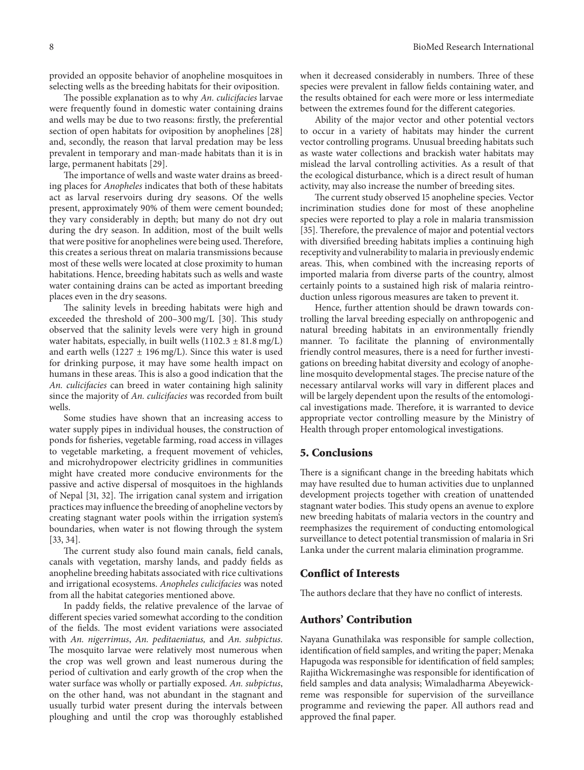provided an opposite behavior of anopheline mosquitoes in selecting wells as the breeding habitats for their oviposition.

The possible explanation as to why *An. culicifacies* larvae were frequently found in domestic water containing drains and wells may be due to two reasons: firstly, the preferential section of open habitats for oviposition by anophelines [28] and, secondly, the reason that larval predation may be less prevalent in temporary and man-made habitats than it is in large, permanent habitats [29].

The importance of wells and waste water drains as breeding places for *Anopheles* indicates that both of these habitats act as larval reservoirs during dry seasons. Of the wells present, approximately 90% of them were cement bounded; they vary considerably in depth; but many do not dry out during the dry season. In addition, most of the built wells that were positive for anophelines were being used. Therefore, this creates a serious threat on malaria transmissions because most of these wells were located at close proximity to human habitations. Hence, breeding habitats such as wells and waste water containing drains can be acted as important breeding places even in the dry seasons.

The salinity levels in breeding habitats were high and exceeded the threshold of 200–300 mg/L [30]. This study observed that the salinity levels were very high in ground water habitats, especially, in built wells ($1102.3 \pm 81.8$ mg/L) and earth wells ($1227 \pm 196$ mg/L). Since this water is used for drinking purpose, it may have some health impact on humans in these areas. This is also a good indication that the *An. culicifacies* can breed in water containing high salinity since the majority of *An. culicifacies* was recorded from built wells.

Some studies have shown that an increasing access to water supply pipes in individual houses, the construction of ponds for fisheries, vegetable farming, road access in villages to vegetable marketing, a frequent movement of vehicles, and microhydropower electricity gridlines in communities might have created more conducive environments for the passive and active dispersal of mosquitoes in the highlands of Nepal [31, 32]. The irrigation canal system and irrigation practices may influence the breeding of anopheline vectors by creating stagnant water pools within the irrigation system's boundaries, when water is not flowing through the system [33, 34].

The current study also found main canals, field canals, canals with vegetation, marshy lands, and paddy fields as anopheline breeding habitats associated with rice cultivations and irrigational ecosystems. *Anopheles culicifacies* was noted from all the habitat categories mentioned above.

In paddy fields, the relative prevalence of the larvae of different species varied somewhat according to the condition of the fields. The most evident variations were associated with *An. nigerrimus*, *An. peditaeniatus,* and *An. subpictus*. The mosquito larvae were relatively most numerous when the crop was well grown and least numerous during the period of cultivation and early growth of the crop when the water surface was wholly or partially exposed. *An. subpictus*, on the other hand, was not abundant in the stagnant and usually turbid water present during the intervals between ploughing and until the crop was thoroughly established when it decreased considerably in numbers. Three of these species were prevalent in fallow fields containing water, and the results obtained for each were more or less intermediate between the extremes found for the different categories.

Ability of the major vector and other potential vectors to occur in a variety of habitats may hinder the current vector controlling programs. Unusual breeding habitats such as waste water collections and brackish water habitats may mislead the larval controlling activities. As a result of that the ecological disturbance, which is a direct result of human activity, may also increase the number of breeding sites.

The current study observed 15 anopheline species. Vector incrimination studies done for most of these anopheline species were reported to play a role in malaria transmission [35]. Therefore, the prevalence of major and potential vectors with diversified breeding habitats implies a continuing high receptivity and vulnerability to malaria in previously endemic areas. This, when combined with the increasing reports of imported malaria from diverse parts of the country, almost certainly points to a sustained high risk of malaria reintroduction unless rigorous measures are taken to prevent it.

Hence, further attention should be drawn towards controlling the larval breeding especially on anthropogenic and natural breeding habitats in an environmentally friendly manner. To facilitate the planning of environmentally friendly control measures, there is a need for further investigations on breeding habitat diversity and ecology of anopheline mosquito developmental stages. The precise nature of the necessary antilarval works will vary in different places and will be largely dependent upon the results of the entomological investigations made. Therefore, it is warranted to device appropriate vector controlling measure by the Ministry of Health through proper entomological investigations.

## 5. Conclusions

There is a significant change in the breeding habitats which may have resulted due to human activities due to unplanned development projects together with creation of unattended stagnant water bodies. This study opens an avenue to explore new breeding habitats of malaria vectors in the country and reemphasizes the requirement of conducting entomological surveillance to detect potential transmission of malaria in Sri Lanka under the current malaria elimination programme.

## Conflict of Interests

The authors declare that they have no conflict of interests.

## Authors' Contribution

Nayana Gunathilaka was responsible for sample collection, identification of field samples, and writing the paper; Menaka Hapugoda was responsible for identification of field samples; Rajitha Wickremasinghe was responsible for identification of field samples and data analysis; Wimaladharma Abeyewickreme was responsible for supervision of the surveillance programme and reviewing the paper. All authors read and approved the final paper.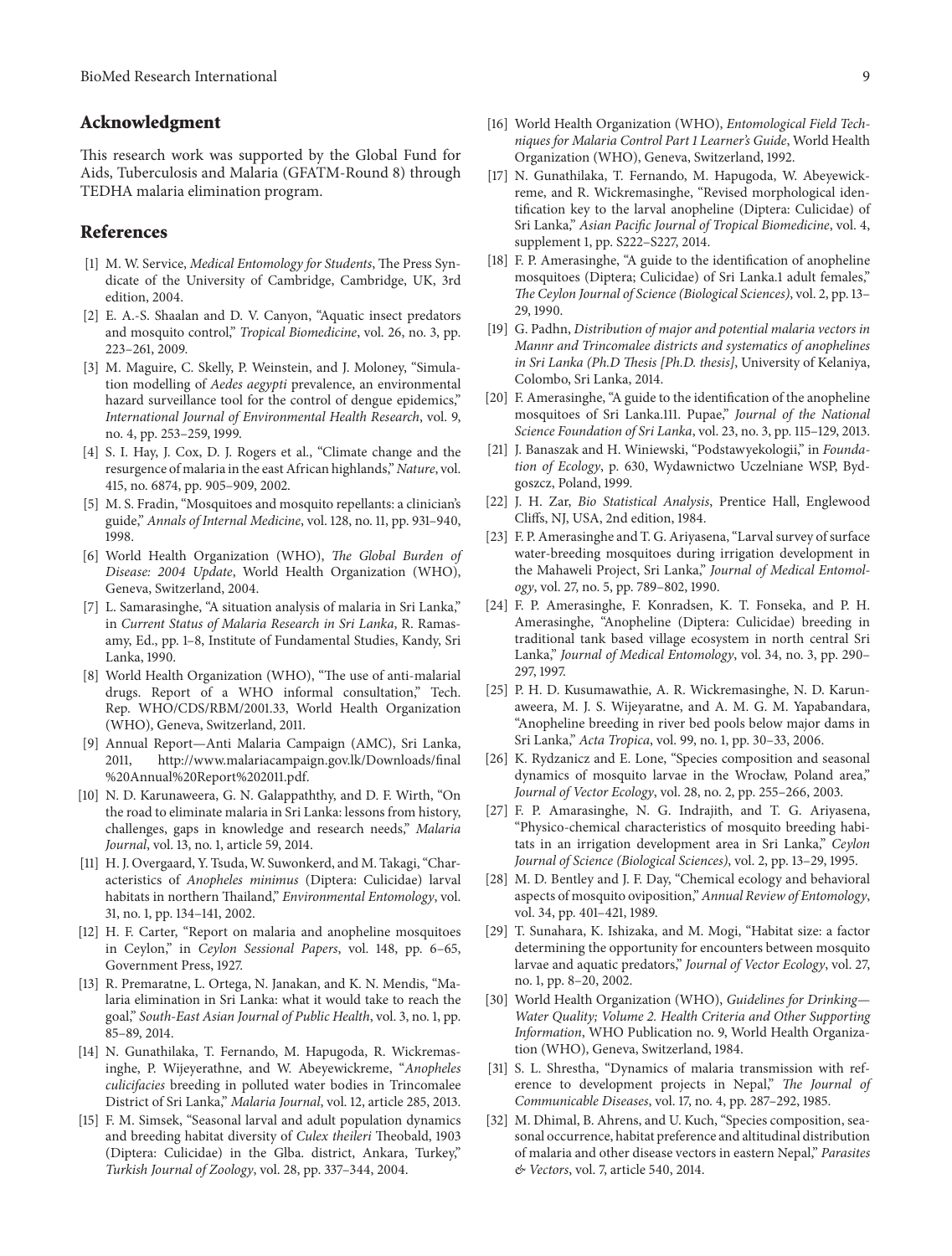## Acknowledgment

This research work was supported by the Global Fund for Aids, Tuberculosis and Malaria (GFATM-Round 8) through TEDHA malaria elimination program.

## References

[1] M. W. Service, *Medical Entomology for Students*, The Press Syndicate of the University of Cambridge, Cambridge, UK, 3rd edition, 2004.

[2] E. A.-S. Shaalan and D. V. Canyon, "Aquatic insect predators and mosquito control," *Tropical Biomedicine*, vol. 26, no. 3, pp. 223–261, 2009.

[3] M. Maguire, C. Skelly, P. Weinstein, and J. Moloney, "Simulation modelling of *Aedes aegypti* prevalence, an environmental hazard surveillance tool for the control of dengue epidemics," *International Journal of Environmental Health Research*, vol. 9, no. 4, pp. 253–259, 1999.

[4] S. I. Hay, J. Cox, D. J. Rogers et al., "Climate change and the resurgence of malaria in the east African highlands," *Nature*, vol. 415, no. 6874, pp. 905–909, 2002.

[5] M. S. Fradin, "Mosquitoes and mosquito repellants: a clinician's guide," *Annals of Internal Medicine*, vol. 128, no. 11, pp. 931–940, 1998.

[6] World Health Organization (WHO), *The Global Burden of Disease: 2004 Update*, World Health Organization (WHO), Geneva, Switzerland, 2004.

[7] L. Samarasinghe, "A situation analysis of malaria in Sri Lanka," in *Current Status of Malaria Research in Sri Lanka*, R. Ramasamy, Ed., pp. 1–8, Institute of Fundamental Studies, Kandy, Sri Lanka, 1990.

[8] World Health Organization (WHO), "The use of anti-malarial drugs. Report of a WHO informal consultation," Tech. Rep. WHO/CDS/RBM/2001.33, World Health Organization (WHO), Geneva, Switzerland, 2011.

[9] Annual Report—Anti Malaria Campaign (AMC), Sri Lanka, 2011, http://www.malariacampaign.gov.lk/Downloads/final%20Annual%20Report%202011.pdf.

[10] N. D. Karunaweera, G. N. Galappaththy, and D. F. Wirth, "On the road to eliminate malaria in Sri Lanka: lessons from history, challenges, gaps in knowledge and research needs," *Malaria Journal*, vol. 13, no. 1, article 59, 2014.

[11] H. J. Overgaard, Y. Tsuda, W. Suwonkerd, and M. Takagi, "Characteristics of *Anopheles minimus* (Diptera: Culicidae) larval habitats in northern Thailand," *Environmental Entomology*, vol. 31, no. 1, pp. 134–141, 2002.

[12] H. F. Carter, "Report on malaria and anopheline mosquitoes in Ceylon," in *Ceylon Sessional Papers*, vol. 148, pp. 6–65, Government Press, 1927.

[13] R. Premaratne, L. Ortega, N. Janakan, and K. N. Mendis, "Malaria elimination in Sri Lanka: what it would take to reach the goal," *South-East Asian Journal of Public Health*, vol. 3, no. 1, pp. 85–89, 2014.

[14] N. Gunathilaka, T. Fernando, M. Hapugoda, R. Wickremasinghe, P. Wijeyerathne, and W. Abeyewickreme, "*Anopheles culicifacies* breeding in polluted water bodies in Trincomalee District of Sri Lanka," *Malaria Journal*, vol. 12, article 285, 2013.

[15] F. M. Simsek, "Seasonal larval and adult population dynamics and breeding habitat diversity of *Culex theileri* Theobald, 1903 (Diptera: Culicidae) in the Glba. district, Ankara, Turkey," *Turkish Journal of Zoology*, vol. 28, pp. 337–344, 2004.

[16] World Health Organization (WHO), *Entomological Field Techniques for Malaria Control Part 1 Learner's Guide*, World Health Organization (WHO), Geneva, Switzerland, 1992.

[17] N. Gunathilaka, T. Fernando, M. Hapugoda, W. Abeyewickreme, and R. Wickremasinghe, "Revised morphological identification key to the larval anopheline (Diptera: Culicidae) of Sri Lanka," *Asian Pacific Journal of Tropical Biomedicine*, vol. 4, supplement 1, pp. S222–S227, 2014.

[18] F. P. Amerasinghe, "A guide to the identification of anopheline mosquitoes (Diptera; Culicidae) of Sri Lanka.1 adult females," *The Ceylon Journal of Science (Biological Sciences)*, vol. 2, pp. 13–29, 1990.

[19] G. Padhn, *Distribution of major and potential malaria vectors in Mannr and Trincomalee districts and systematics of anophelines in Sri Lanka (Ph.D Thesis [Ph.D. thesis]*, University of Kelaniya, Colombo, Sri Lanka, 2014.

[20] F. Amerasinghe, "A guide to the identification of the anopheline mosquitoes of Sri Lanka.111. Pupae," *Journal of the National Science Foundation of Sri Lanka*, vol. 23, no. 3, pp. 115–129, 2013.

[21] J. Banaszak and H. Winiewski, "Podstawyekologii," in *Foundation of Ecology*, p. 630, Wydawnictwo Uczelniane WSP, Bydgoszcz, Poland, 1999.

[22] J. H. Zar, *Bio Statistical Analysis*, Prentice Hall, Englewood Cliffs, NJ, USA, 2nd edition, 1984.

[23] F. P. Amerasinghe and T. G. Ariyasena, "Larval survey of surface water-breeding mosquitoes during irrigation development in the Mahaweli Project, Sri Lanka," *Journal of Medical Entomology*, vol. 27, no. 5, pp. 789–802, 1990.

[24] F. P. Amerasinghe, F. Konradsen, K. T. Fonseka, and P. H. Amerasinghe, "Anopheline (Diptera: Culicidae) breeding in traditional tank based village ecosystem in north central Sri Lanka," *Journal of Medical Entomology*, vol. 34, no. 3, pp. 290–297, 1997.

[25] P. H. D. Kusumawathie, A. R. Wickremasinghe, N. D. Karunaweera, M. J. S. Wijeyaratne, and A. M. G. M. Yapabandara, "Anopheline breeding in river bed pools below major dams in Sri Lanka," *Acta Tropica*, vol. 99, no. 1, pp. 30–33, 2006.

[26] K. Rydzanicz and E. Lone, "Species composition and seasonal dynamics of mosquito larvae in the Wrocław, Poland area," *Journal of Vector Ecology*, vol. 28, no. 2, pp. 255–266, 2003.

[27] F. P. Amarasinghe, N. G. Indrajith, and T. G. Ariyasena, "Physico-chemical characteristics of mosquito breeding habitats in an irrigation development area in Sri Lanka," *Ceylon Journal of Science (Biological Sciences)*, vol. 2, pp. 13–29, 1995.

[28] M. D. Bentley and J. F. Day, "Chemical ecology and behavioral aspects of mosquito oviposition," *Annual Review of Entomology*, vol. 34, pp. 401–421, 1989.

[29] T. Sunahara, K. Ishizaka, and M. Mogi, "Habitat size: a factor determining the opportunity for encounters between mosquito larvae and aquatic predators," *Journal of Vector Ecology*, vol. 27, no. 1, pp. 8–20, 2002.

[30] World Health Organization (WHO), *Guidelines for Drinking—Water Quality; Volume 2. Health Criteria and Other Supporting Information*, WHO Publication no. 9, World Health Organization (WHO), Geneva, Switzerland, 1984.

[31] S. L. Shrestha, "Dynamics of malaria transmission with reference to development projects in Nepal," *The Journal of Communicable Diseases*, vol. 17, no. 4, pp. 287–292, 1985.

[32] M. Dhimal, B. Ahrens, and U. Kuch, "Species composition, seasonal occurrence, habitat preference and altitudinal distribution of malaria and other disease vectors in eastern Nepal," *Parasites & Vectors*, vol. 7, article 540, 2014.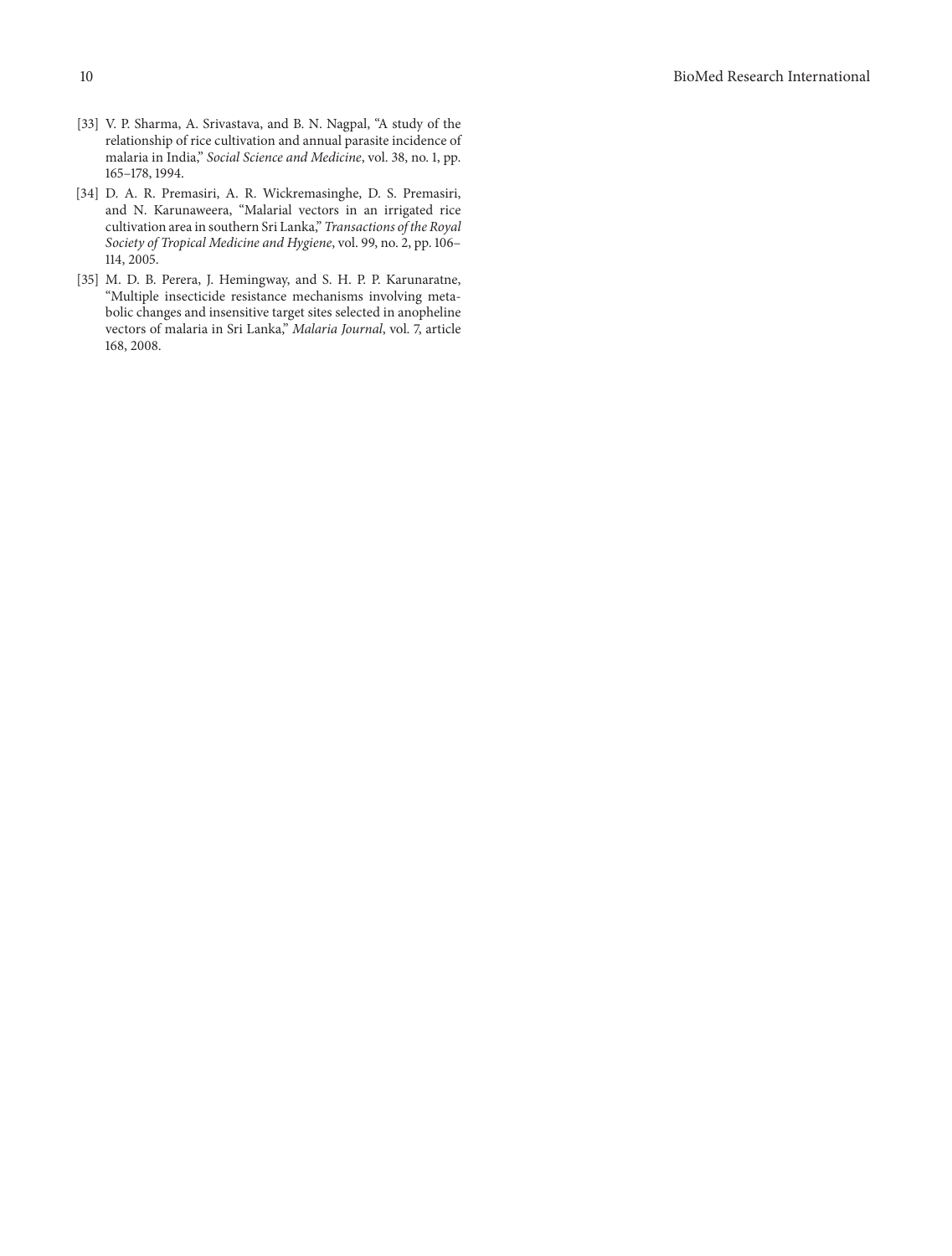[33] V. P. Sharma, A. Srivastava, and B. N. Nagpal, "A study of the relationship of rice cultivation and annual parasite incidence of malaria in India," *Social Science and Medicine*, vol. 38, no. 1, pp. 165–178, 1994.

[34] D. A. R. Premasiri, A. R. Wickremasinghe, D. S. Premasiri, and N. Karunaweera, "Malarial vectors in an irrigated rice cultivation area in southern Sri Lanka," *Transactions of the Royal Society of Tropical Medicine and Hygiene*, vol. 99, no. 2, pp. 106–114, 2005.

[35] M. D. B. Perera, J. Hemingway, and S. H. P. P. Karunaratne, "Multiple insecticide resistance mechanisms involving metabolic changes and insensitive target sites selected in anopheline vectors of malaria in Sri Lanka," *Malaria Journal*, vol. 7, article 168, 2008.